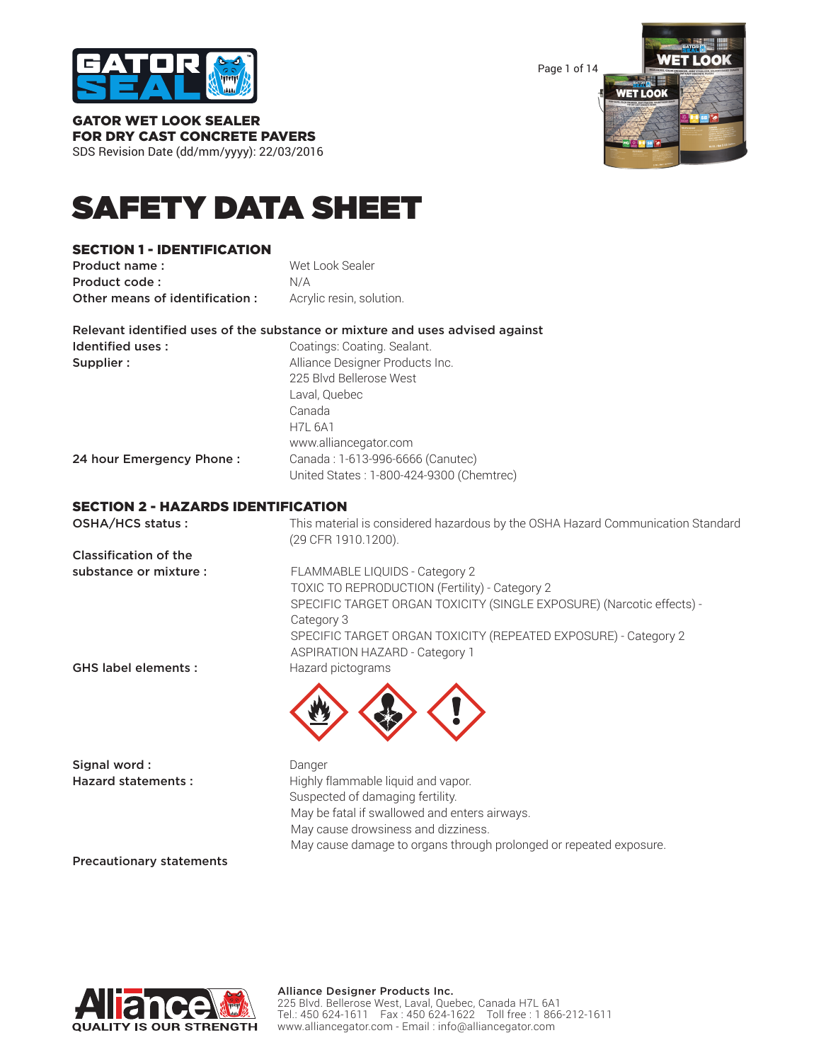**GATOR WET LOOK SEALER**
**FOR DRY CAST CONCRETE PAVERS**
SDS Revision Date (dd/mm/yyyy): 22/03/2016

# SAFETY DATA SHEET

## SECTION 1 - IDENTIFICATION

**Product name :** Wet Look Sealer
**Product code :** N/A
**Other means of identification :** Acrylic resin, solution.

**Relevant identified uses of the substance or mixture and uses advised against**

**Identified uses :** Coatings: Coating. Sealant.

**Supplier :** Alliance Designer Products Inc.
225 Blvd Bellerose West
Laval, Quebec
Canada
H7L 6A1
www.alliancegator.com

**24 hour Emergency Phone :** Canada : 1-613-996-6666 (Canutec)
United States : 1-800-424-9300 (Chemtrec)

## SECTION 2 - HAZARDS IDENTIFICATION

**OSHA/HCS status :** This material is considered hazardous by the OSHA Hazard Communication Standard (29 CFR 1910.1200).

**Classification of the substance or mixture :**
FLAMMABLE LIQUIDS - Category 2
TOXIC TO REPRODUCTION (Fertility) - Category 2
SPECIFIC TARGET ORGAN TOXICITY (SINGLE EXPOSURE) (Narcotic effects) - Category 3
SPECIFIC TARGET ORGAN TOXICITY (REPEATED EXPOSURE) - Category 2
ASPIRATION HAZARD - Category 1

**GHS label elements :** Hazard pictograms

**Signal word :** Danger

**Hazard statements :**
Highly flammable liquid and vapor.
Suspected of damaging fertility.
May be fatal if swallowed and enters airways.
May cause drowsiness and dizziness.
May cause damage to organs through prolonged or repeated exposure.

**Precautionary statements**

Alliance Designer Products Inc.
225 Blvd. Bellerose West, Laval, Quebec, Canada H7L 6A1
Tel.: 450 624-1611 Fax : 450 624-1622 Toll free : 1 866-212-1611
www.alliancegator.com - Email : info@alliancegator.com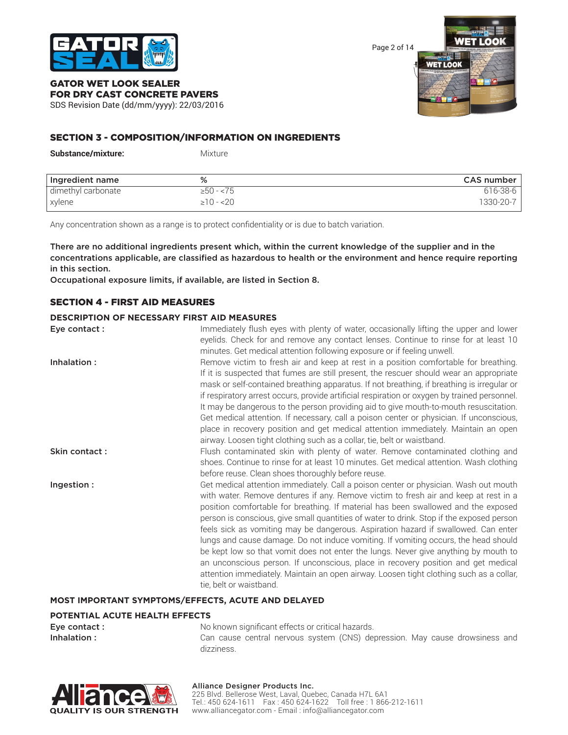## SECTION 3 - COMPOSITION/INFORMATION ON INGREDIENTS

**Substance/mixture:** Mixture

| Ingredient name | % | CAS number |
|---|---|---|
| dimethyl carbonate | ≥50 - <75 | 616-38-6 |
| xylene | ≥10 - <20 | 1330-20-7 |

Any concentration shown as a range is to protect confidentiality or is due to batch variation.

**There are no additional ingredients present which, within the current knowledge of the supplier and in the concentrations applicable, are classified as hazardous to health or the environment and hence require reporting in this section.**
**Occupational exposure limits, if available, are listed in Section 8.**

## SECTION 4 - FIRST AID MEASURES

### DESCRIPTION OF NECESSARY FIRST AID MEASURES

**Eye contact :** Immediately flush eyes with plenty of water, occasionally lifting the upper and lower eyelids. Check for and remove any contact lenses. Continue to rinse for at least 10 minutes. Get medical attention following exposure or if feeling unwell.

**Inhalation :** Remove victim to fresh air and keep at rest in a position comfortable for breathing. If it is suspected that fumes are still present, the rescuer should wear an appropriate mask or self-contained breathing apparatus. If not breathing, if breathing is irregular or if respiratory arrest occurs, provide artificial respiration or oxygen by trained personnel. It may be dangerous to the person providing aid to give mouth-to-mouth resuscitation. Get medical attention. If necessary, call a poison center or physician. If unconscious, place in recovery position and get medical attention immediately. Maintain an open airway. Loosen tight clothing such as a collar, tie, belt or waistband.

**Skin contact :** Flush contaminated skin with plenty of water. Remove contaminated clothing and shoes. Continue to rinse for at least 10 minutes. Get medical attention. Wash clothing before reuse. Clean shoes thoroughly before reuse.

**Ingestion :** Get medical attention immediately. Call a poison center or physician. Wash out mouth with water. Remove dentures if any. Remove victim to fresh air and keep at rest in a position comfortable for breathing. If material has been swallowed and the exposed person is conscious, give small quantities of water to drink. Stop if the exposed person feels sick as vomiting may be dangerous. Aspiration hazard if swallowed. Can enter lungs and cause damage. Do not induce vomiting. If vomiting occurs, the head should be kept low so that vomit does not enter the lungs. Never give anything by mouth to an unconscious person. If unconscious, place in recovery position and get medical attention immediately. Maintain an open airway. Loosen tight clothing such as a collar, tie, belt or waistband.

### MOST IMPORTANT SYMPTOMS/EFFECTS, ACUTE AND DELAYED

### POTENTIAL ACUTE HEALTH EFFECTS

**Eye contact :** No known significant effects or critical hazards.

**Inhalation :** Can cause central nervous system (CNS) depression. May cause drowsiness and dizziness.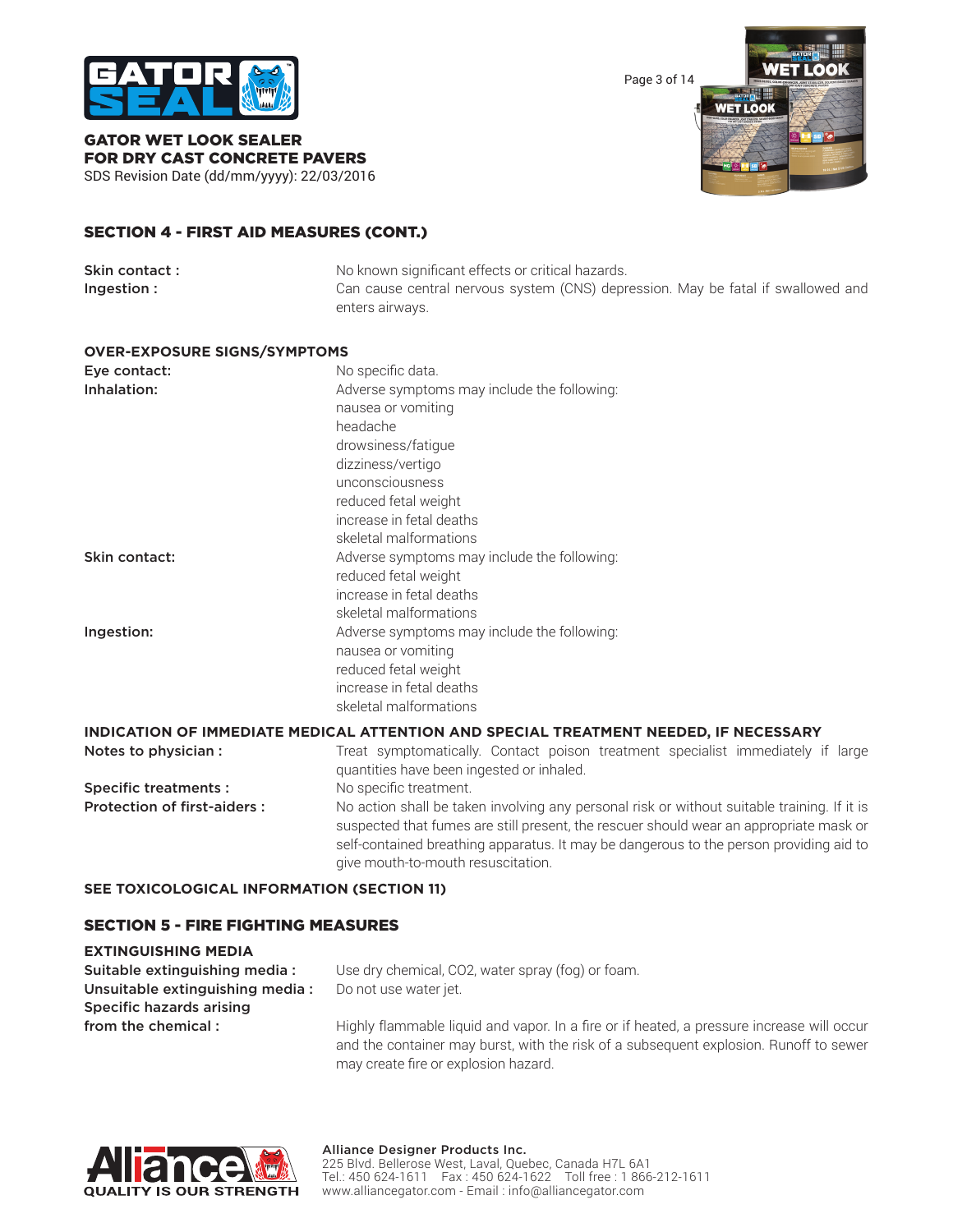## SECTION 4 - FIRST AID MEASURES (CONT.)

| | |
|---|---|
| **Skin contact :** | No known significant effects or critical hazards. |
| **Ingestion :** | Can cause central nervous system (CNS) depression. May be fatal if swallowed and enters airways. |

### OVER-EXPOSURE SIGNS/SYMPTOMS

| | |
|---|---|
| **Eye contact:** | No specific data. |
| **Inhalation:** | Adverse symptoms may include the following:<br>nausea or vomiting<br>headache<br>drowsiness/fatigue<br>dizziness/vertigo<br>unconsciousness<br>reduced fetal weight<br>increase in fetal deaths<br>skeletal malformations |
| **Skin contact:** | Adverse symptoms may include the following:<br>reduced fetal weight<br>increase in fetal deaths<br>skeletal malformations |
| **Ingestion:** | Adverse symptoms may include the following:<br>nausea or vomiting<br>reduced fetal weight<br>increase in fetal deaths<br>skeletal malformations |

### INDICATION OF IMMEDIATE MEDICAL ATTENTION AND SPECIAL TREATMENT NEEDED, IF NECESSARY

| | |
|---|---|
| **Notes to physician :** | Treat symptomatically. Contact poison treatment specialist immediately if large quantities have been ingested or inhaled. |
| **Specific treatments :** | No specific treatment. |
| **Protection of first-aiders :** | No action shall be taken involving any personal risk or without suitable training. If it is suspected that fumes are still present, the rescuer should wear an appropriate mask or self-contained breathing apparatus. It may be dangerous to the person providing aid to give mouth-to-mouth resuscitation. |

**SEE TOXICOLOGICAL INFORMATION (SECTION 11)**

## SECTION 5 - FIRE FIGHTING MEASURES

### EXTINGUISHING MEDIA

| | |
|---|---|
| **Suitable extinguishing media :** | Use dry chemical, CO2, water spray (fog) or foam. |
| **Unsuitable extinguishing media :** | Do not use water jet. |
| **Specific hazards arising from the chemical :** | Highly flammable liquid and vapor. In a fire or if heated, a pressure increase will occur and the container may burst, with the risk of a subsequent explosion. Runoff to sewer may create fire or explosion hazard. |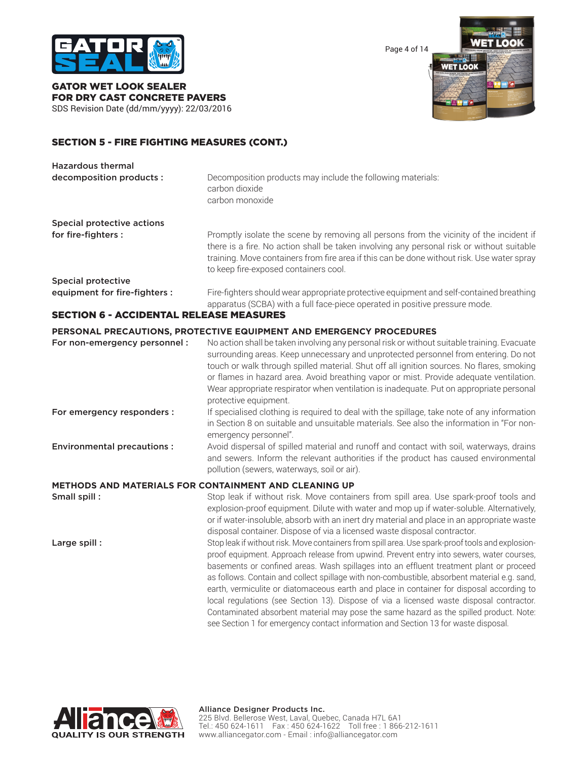## SECTION 5 - FIRE FIGHTING MEASURES (CONT.)

**Hazardous thermal decomposition products :** Decomposition products may include the following materials:
carbon dioxide
carbon monoxide

**Special protective actions for fire-fighters :** Promptly isolate the scene by removing all persons from the vicinity of the incident if there is a fire. No action shall be taken involving any personal risk or without suitable training. Move containers from fire area if this can be done without risk. Use water spray to keep fire-exposed containers cool.

**Special protective equipment for fire-fighters :** Fire-fighters should wear appropriate protective equipment and self-contained breathing apparatus (SCBA) with a full face-piece operated in positive pressure mode.

## SECTION 6 - ACCIDENTAL RELEASE MEASURES

### PERSONAL PRECAUTIONS, PROTECTIVE EQUIPMENT AND EMERGENCY PROCEDURES

**For non-emergency personnel :** No action shall be taken involving any personal risk or without suitable training. Evacuate surrounding areas. Keep unnecessary and unprotected personnel from entering. Do not touch or walk through spilled material. Shut off all ignition sources. No flares, smoking or flames in hazard area. Avoid breathing vapor or mist. Provide adequate ventilation. Wear appropriate respirator when ventilation is inadequate. Put on appropriate personal protective equipment.

**For emergency responders :** If specialised clothing is required to deal with the spillage, take note of any information in Section 8 on suitable and unsuitable materials. See also the information in "For non-emergency personnel".

**Environmental precautions :** Avoid dispersal of spilled material and runoff and contact with soil, waterways, drains and sewers. Inform the relevant authorities if the product has caused environmental pollution (sewers, waterways, soil or air).

### METHODS AND MATERIALS FOR CONTAINMENT AND CLEANING UP

**Small spill :** Stop leak if without risk. Move containers from spill area. Use spark-proof tools and explosion-proof equipment. Dilute with water and mop up if water-soluble. Alternatively, or if water-insoluble, absorb with an inert dry material and place in an appropriate waste disposal container. Dispose of via a licensed waste disposal contractor.

**Large spill :** Stop leak if without risk. Move containers from spill area. Use spark-proof tools and explosion-proof equipment. Approach release from upwind. Prevent entry into sewers, water courses, basements or confined areas. Wash spillages into an effluent treatment plant or proceed as follows. Contain and collect spillage with non-combustible, absorbent material e.g. sand, earth, vermiculite or diatomaceous earth and place in container for disposal according to local regulations (see Section 13). Dispose of via a licensed waste disposal contractor. Contaminated absorbent material may pose the same hazard as the spilled product. Note: see Section 1 for emergency contact information and Section 13 for waste disposal.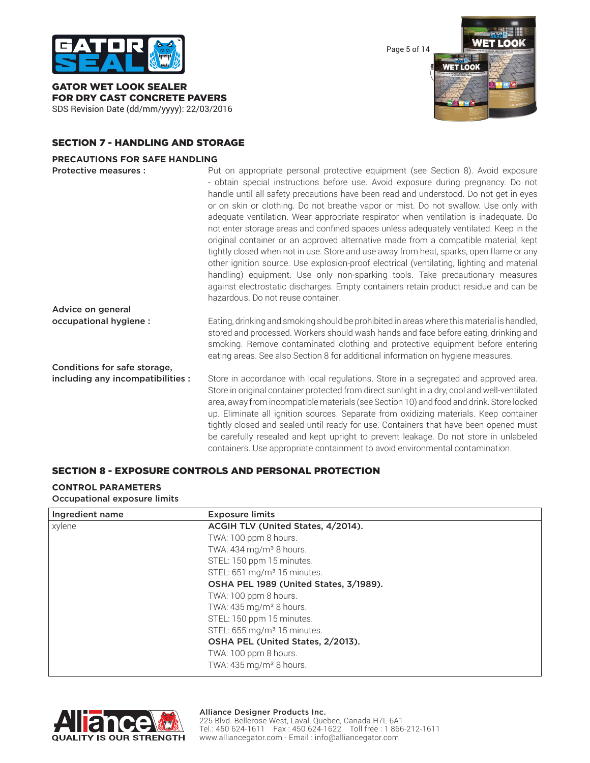## SECTION 7 - HANDLING AND STORAGE

### PRECAUTIONS FOR SAFE HANDLING

**Protective measures :** Put on appropriate personal protective equipment (see Section 8). Avoid exposure - obtain special instructions before use. Avoid exposure during pregnancy. Do not handle until all safety precautions have been read and understood. Do not get in eyes or on skin or clothing. Do not breathe vapor or mist. Do not swallow. Use only with adequate ventilation. Wear appropriate respirator when ventilation is inadequate. Do not enter storage areas and confined spaces unless adequately ventilated. Keep in the original container or an approved alternative made from a compatible material, kept tightly closed when not in use. Store and use away from heat, sparks, open flame or any other ignition source. Use explosion-proof electrical (ventilating, lighting and material handling) equipment. Use only non-sparking tools. Take precautionary measures against electrostatic discharges. Empty containers retain product residue and can be hazardous. Do not reuse container.

**Advice on general occupational hygiene :** Eating, drinking and smoking should be prohibited in areas where this material is handled, stored and processed. Workers should wash hands and face before eating, drinking and smoking. Remove contaminated clothing and protective equipment before entering eating areas. See also Section 8 for additional information on hygiene measures.

**Conditions for safe storage, including any incompatibilities :** Store in accordance with local regulations. Store in a segregated and approved area. Store in original container protected from direct sunlight in a dry, cool and well-ventilated area, away from incompatible materials (see Section 10) and food and drink. Store locked up. Eliminate all ignition sources. Separate from oxidizing materials. Keep container tightly closed and sealed until ready for use. Containers that have been opened must be carefully resealed and kept upright to prevent leakage. Do not store in unlabeled containers. Use appropriate containment to avoid environmental contamination.

## SECTION 8 - EXPOSURE CONTROLS AND PERSONAL PROTECTION

### CONTROL PARAMETERS

**Occupational exposure limits**

| Ingredient name | Exposure limits |
|---|---|
| xylene | **ACGIH TLV (United States, 4/2014).**<br>TWA: 100 ppm 8 hours.<br>TWA: 434 mg/m³ 8 hours.<br>STEL: 150 ppm 15 minutes.<br>STEL: 651 mg/m³ 15 minutes.<br>**OSHA PEL 1989 (United States, 3/1989).**<br>TWA: 100 ppm 8 hours.<br>TWA: 435 mg/m³ 8 hours.<br>STEL: 150 ppm 15 minutes.<br>STEL: 655 mg/m³ 15 minutes.<br>**OSHA PEL (United States, 2/2013).**<br>TWA: 100 ppm 8 hours.<br>TWA: 435 mg/m³ 8 hours. |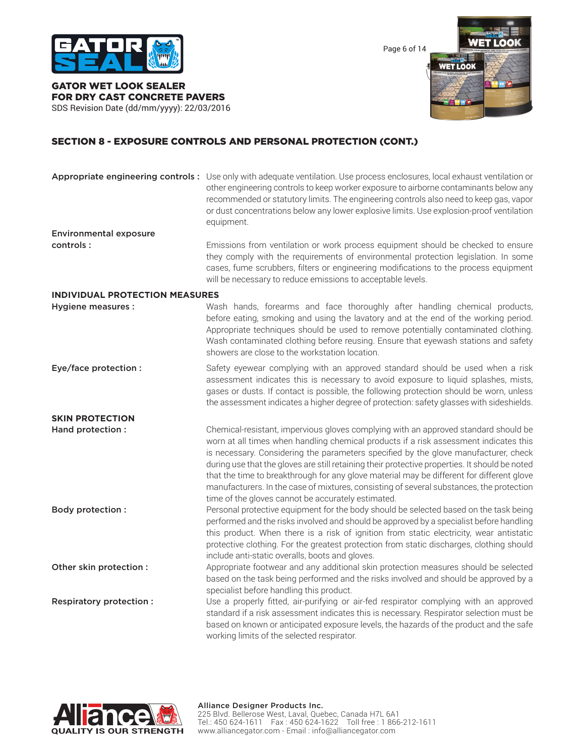## SECTION 8 - EXPOSURE CONTROLS AND PERSONAL PROTECTION (CONT.)

**Appropriate engineering controls :** Use only with adequate ventilation. Use process enclosures, local exhaust ventilation or other engineering controls to keep worker exposure to airborne contaminants below any recommended or statutory limits. The engineering controls also need to keep gas, vapor or dust concentrations below any lower explosive limits. Use explosion-proof ventilation equipment.

**Environmental exposure controls :** Emissions from ventilation or work process equipment should be checked to ensure they comply with the requirements of environmental protection legislation. In some cases, fume scrubbers, filters or engineering modifications to the process equipment will be necessary to reduce emissions to acceptable levels.

### INDIVIDUAL PROTECTION MEASURES

**Hygiene measures :** Wash hands, forearms and face thoroughly after handling chemical products, before eating, smoking and using the lavatory and at the end of the working period. Appropriate techniques should be used to remove potentially contaminated clothing. Wash contaminated clothing before reusing. Ensure that eyewash stations and safety showers are close to the workstation location.

**Eye/face protection :** Safety eyewear complying with an approved standard should be used when a risk assessment indicates this is necessary to avoid exposure to liquid splashes, mists, gases or dusts. If contact is possible, the following protection should be worn, unless the assessment indicates a higher degree of protection: safety glasses with sideshields.

### SKIN PROTECTION

**Hand protection :** Chemical-resistant, impervious gloves complying with an approved standard should be worn at all times when handling chemical products if a risk assessment indicates this is necessary. Considering the parameters specified by the glove manufacturer, check during use that the gloves are still retaining their protective properties. It should be noted that the time to breakthrough for any glove material may be different for different glove manufacturers. In the case of mixtures, consisting of several substances, the protection time of the gloves cannot be accurately estimated.

**Body protection :** Personal protective equipment for the body should be selected based on the task being performed and the risks involved and should be approved by a specialist before handling this product. When there is a risk of ignition from static electricity, wear antistatic protective clothing. For the greatest protection from static discharges, clothing should include anti-static overalls, boots and gloves.

**Other skin protection :** Appropriate footwear and any additional skin protection measures should be selected based on the task being performed and the risks involved and should be approved by a specialist before handling this product.

**Respiratory protection :** Use a properly fitted, air-purifying or air-fed respirator complying with an approved standard if a risk assessment indicates this is necessary. Respirator selection must be based on known or anticipated exposure levels, the hazards of the product and the safe working limits of the selected respirator.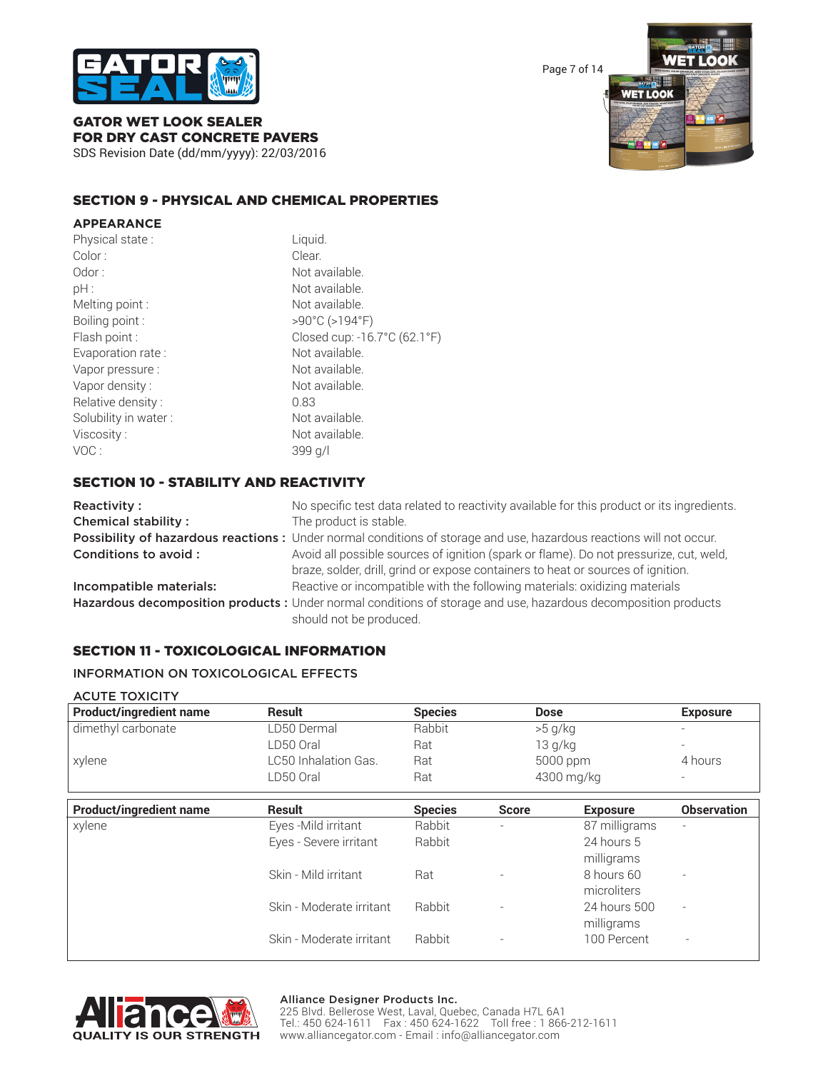## SECTION 9 - PHYSICAL AND CHEMICAL PROPERTIES

### APPEARANCE

| | |
|---|---|
| Physical state : | Liquid. |
| Color : | Clear. |
| Odor : | Not available. |
| pH : | Not available. |
| Melting point : | Not available. |
| Boiling point : | >90°C (>194°F) |
| Flash point : | Closed cup: -16.7°C (62.1°F) |
| Evaporation rate : | Not available. |
| Vapor pressure : | Not available. |
| Vapor density : | Not available. |
| Relative density : | 0.83 |
| Solubility in water : | Not available. |
| Viscosity : | Not available. |
| VOC : | 399 g/l |

## SECTION 10 - STABILITY AND REACTIVITY

**Reactivity :** No specific test data related to reactivity available for this product or its ingredients.

**Chemical stability :** The product is stable.

**Possibility of hazardous reactions :** Under normal conditions of storage and use, hazardous reactions will not occur.

**Conditions to avoid :** Avoid all possible sources of ignition (spark or flame). Do not pressurize, cut, weld, braze, solder, drill, grind or expose containers to heat or sources of ignition.

**Incompatible materials:** Reactive or incompatible with the following materials: oxidizing materials

**Hazardous decomposition products :** Under normal conditions of storage and use, hazardous decomposition products should not be produced.

## SECTION 11 - TOXICOLOGICAL INFORMATION

### INFORMATION ON TOXICOLOGICAL EFFECTS

#### ACUTE TOXICITY

| Product/ingredient name | Result | Species | Dose | Exposure |
|---|---|---|---|---|
| dimethyl carbonate | LD50 Dermal | Rabbit | >5 g/kg | - |
| | LD50 Oral | Rat | 13 g/kg | - |
| xylene | LC50 Inhalation Gas. | Rat | 5000 ppm | 4 hours |
| | LD50 Oral | Rat | 4300 mg/kg | - |

| Product/ingredient name | Result | Species | Score | Exposure | Observation |
|---|---|---|---|---|---|
| xylene | Eyes -Mild irritant | Rabbit | - | 87 milligrams | - |
| | Eyes - Severe irritant | Rabbit | | 24 hours 5 milligrams | |
| | Skin - Mild irritant | Rat | - | 8 hours 60 microliters | - |
| | Skin - Moderate irritant | Rabbit | - | 24 hours 500 milligrams | - |
| | Skin - Moderate irritant | Rabbit | - | 100 Percent | - |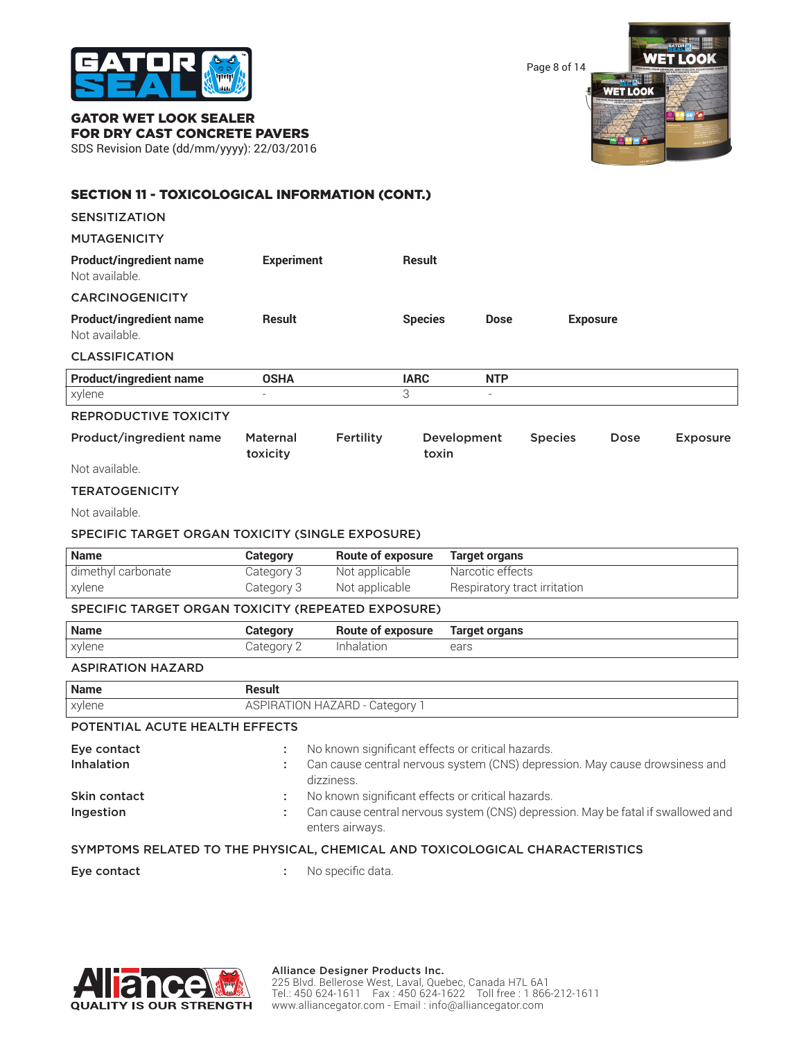## SECTION 11 - TOXICOLOGICAL INFORMATION (CONT.)

### SENSITIZATION

### MUTAGENICITY

| Product/ingredient name | Experiment | Result |
|---|---|---|
| Not available. | | |

### CARCINOGENICITY

| Product/ingredient name | Result | Species | Dose | Exposure |
|---|---|---|---|---|
| Not available. | | | | |

### CLASSIFICATION

| Product/ingredient name | OSHA | IARC | NTP |
|---|---|---|---|
| xylene | - | 3 | - |

### REPRODUCTIVE TOXICITY

| Product/ingredient name | Maternal toxicity | Fertility | Development toxin | Species | Dose | Exposure |
|---|---|---|---|---|---|---|
| Not available. | | | | | | |

### TERATOGENICITY

Not available.

### SPECIFIC TARGET ORGAN TOXICITY (SINGLE EXPOSURE)

| Name | Category | Route of exposure | Target organs |
|---|---|---|---|
| dimethyl carbonate | Category 3 | Not applicable | Narcotic effects |
| xylene | Category 3 | Not applicable | Respiratory tract irritation |

### SPECIFIC TARGET ORGAN TOXICITY (REPEATED EXPOSURE)

| Name | Category | Route of exposure | Target organs |
|---|---|---|---|
| xylene | Category 2 | Inhalation | ears |

### ASPIRATION HAZARD

| Name | Result |
|---|---|
| xylene | ASPIRATION HAZARD - Category 1 |

### POTENTIAL ACUTE HEALTH EFFECTS

**Eye contact** : No known significant effects or critical hazards.

**Inhalation** : Can cause central nervous system (CNS) depression. May cause drowsiness and dizziness.

**Skin contact** : No known significant effects or critical hazards.

**Ingestion** : Can cause central nervous system (CNS) depression. May be fatal if swallowed and enters airways.

### SYMPTOMS RELATED TO THE PHYSICAL, CHEMICAL AND TOXICOLOGICAL CHARACTERISTICS

**Eye contact** : No specific data.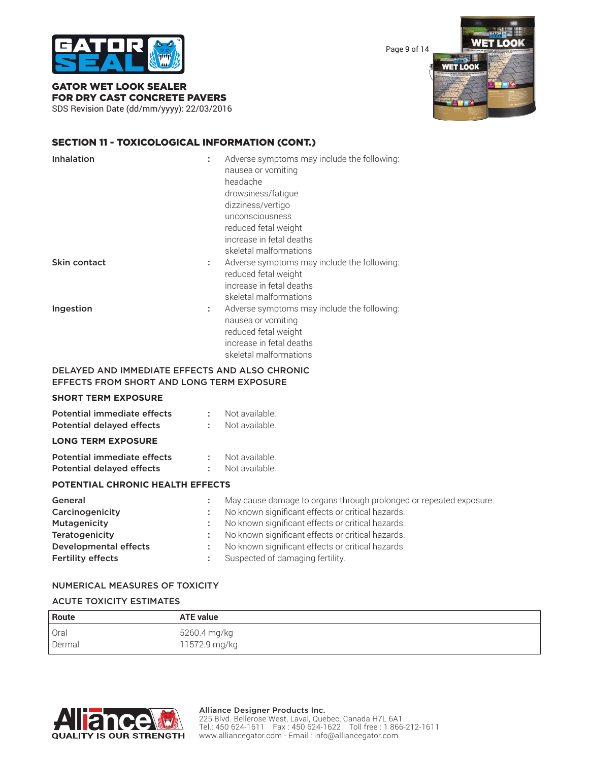## SECTION 11 - TOXICOLOGICAL INFORMATION (CONT.)

**Inhalation** : Adverse symptoms may include the following:
nausea or vomiting
headache
drowsiness/fatigue
dizziness/vertigo
unconsciousness
reduced fetal weight
increase in fetal deaths
skeletal malformations

**Skin contact** : Adverse symptoms may include the following:
reduced fetal weight
increase in fetal deaths
skeletal malformations

**Ingestion** : Adverse symptoms may include the following:
nausea or vomiting
reduced fetal weight
increase in fetal deaths
skeletal malformations

DELAYED AND IMMEDIATE EFFECTS AND ALSO CHRONIC EFFECTS FROM SHORT AND LONG TERM EXPOSURE

### SHORT TERM EXPOSURE

**Potential immediate effects** : Not available.
**Potential delayed effects** : Not available.

### LONG TERM EXPOSURE

**Potential immediate effects** : Not available.
**Potential delayed effects** : Not available.

### POTENTIAL CHRONIC HEALTH EFFECTS

**General** : May cause damage to organs through prolonged or repeated exposure.
**Carcinogenicity** : No known significant effects or critical hazards.
**Mutagenicity** : No known significant effects or critical hazards.
**Teratogenicity** : No known significant effects or critical hazards.
**Developmental effects** : No known significant effects or critical hazards.
**Fertility effects** : Suspected of damaging fertility.

NUMERICAL MEASURES OF TOXICITY

ACUTE TOXICITY ESTIMATES

| Route | ATE value |
|---|---|
| Oral | 5260.4 mg/kg |
| Dermal | 11572.9 mg/kg |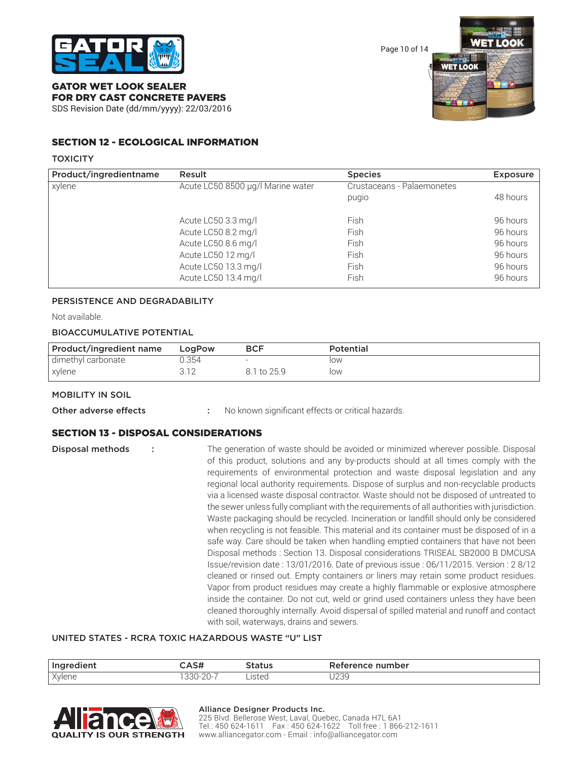## SECTION 12 - ECOLOGICAL INFORMATION

### TOXICITY

| Product/ingredientname | Result | Species | Exposure |
|---|---|---|---|
| xylene | Acute LC50 8500 µg/l Marine water | Crustaceans - Palaemonetes pugio | 48 hours |
| | Acute LC50 3.3 mg/l | Fish | 96 hours |
| | Acute LC50 8.2 mg/l | Fish | 96 hours |
| | Acute LC50 8.6 mg/l | Fish | 96 hours |
| | Acute LC50 12 mg/l | Fish | 96 hours |
| | Acute LC50 13.3 mg/l | Fish | 96 hours |
| | Acute LC50 13.4 mg/l | Fish | 96 hours |

### PERSISTENCE AND DEGRADABILITY

Not available.

### BIOACCUMULATIVE POTENTIAL

| Product/ingredient name | LogPow | BCF | Potential |
|---|---|---|---|
| dimethyl carbonate | 0.354 | - | low |
| xylene | 3.12 | 8.1 to 25.9 | low |

### MOBILITY IN SOIL

**Other adverse effects** : No known significant effects or critical hazards.

## SECTION 13 - DISPOSAL CONSIDERATIONS

**Disposal methods** : The generation of waste should be avoided or minimized wherever possible. Disposal of this product, solutions and any by-products should at all times comply with the requirements of environmental protection and waste disposal legislation and any regional local authority requirements. Dispose of surplus and non-recyclable products via a licensed waste disposal contractor. Waste should not be disposed of untreated to the sewer unless fully compliant with the requirements of all authorities with jurisdiction. Waste packaging should be recycled. Incineration or landfill should only be considered when recycling is not feasible. This material and its container must be disposed of in a safe way. Care should be taken when handling emptied containers that have not been Disposal methods : Section 13. Disposal considerations TRISEAL SB2000 B DMCUSA Issue/revision date : 13/01/2016. Date of previous issue : 06/11/2015. Version : 2 8/12 cleaned or rinsed out. Empty containers or liners may retain some product residues. Vapor from product residues may create a highly flammable or explosive atmosphere inside the container. Do not cut, weld or grind used containers unless they have been cleaned thoroughly internally. Avoid dispersal of spilled material and runoff and contact with soil, waterways, drains and sewers.

### UNITED STATES - RCRA TOXIC HAZARDOUS WASTE "U" LIST

| Ingredient | CAS# | Status | Reference number |
|---|---|---|---|
| Xylene | 1330-20-7 | Listed | U239 |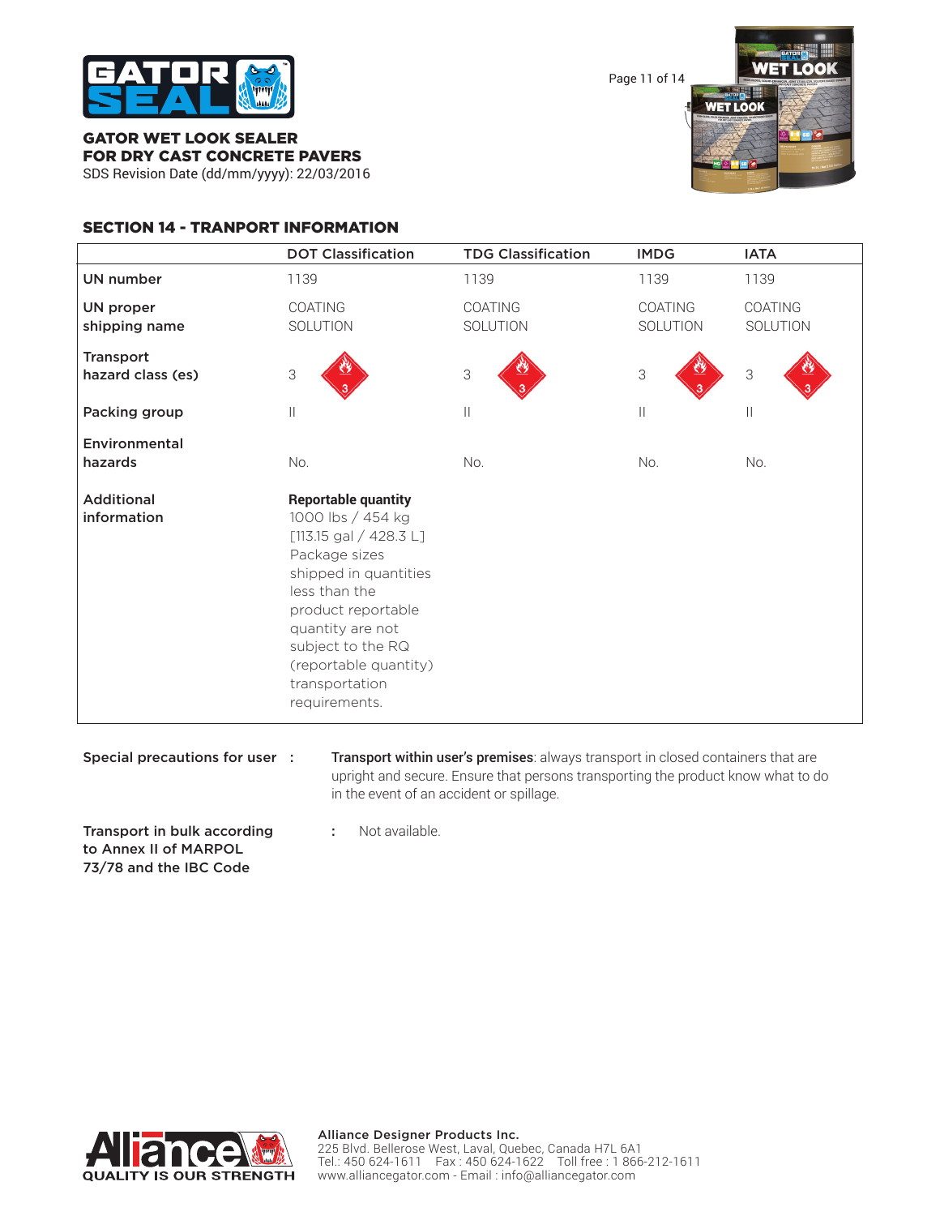**GATOR WET LOOK SEALER**
**FOR DRY CAST CONCRETE PAVERS**
SDS Revision Date (dd/mm/yyyy): 22/03/2016

## SECTION 14 - TRANPORT INFORMATION

| | DOT Classification | TDG Classification | IMDG | IATA |
|---|---|---|---|---|
| UN number | 1139 | 1139 | 1139 | 1139 |
| UN proper shipping name | COATING SOLUTION | COATING SOLUTION | COATING SOLUTION | COATING SOLUTION |
| Transport hazard class (es) | 3 | 3 | 3 | 3 |
| Packing group | II | II | II | II |
| Environmental hazards | No. | No. | No. | No. |
| Additional information | **Reportable quantity** 1000 lbs / 454 kg [113.15 gal / 428.3 L] Package sizes shipped in quantities less than the product reportable quantity are not subject to the RQ (reportable quantity) transportation requirements. | | | |

**Special precautions for user :** **Transport within user's premises**: always transport in closed containers that are upright and secure. Ensure that persons transporting the product know what to do in the event of an accident or spillage.

**Transport in bulk according to Annex II of MARPOL 73/78 and the IBC Code :** Not available.

**Alliance Designer Products Inc.**
225 Blvd. Bellerose West, Laval, Quebec, Canada H7L 6A1
Tel.: 450 624-1611 Fax : 450 624-1622 Toll free : 1 866-212-1611
www.alliancegator.com - Email : info@alliancegator.com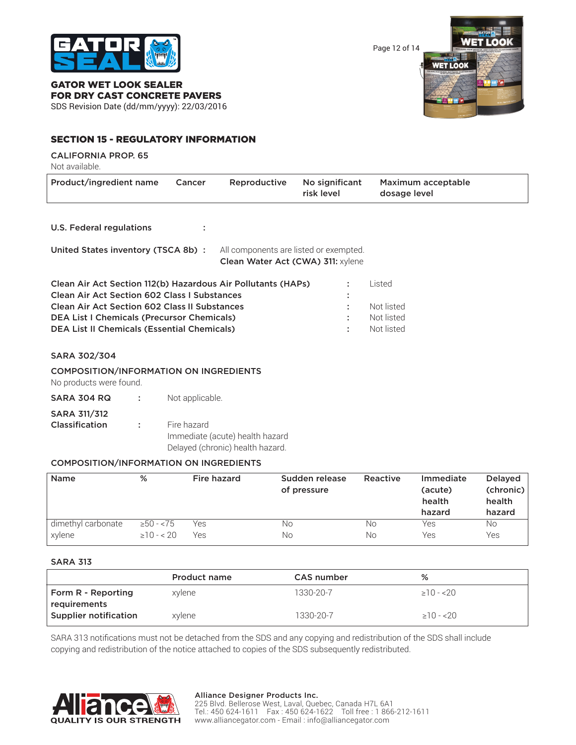GATOR WET LOOK SEALER
FOR DRY CAST CONCRETE PAVERS
SDS Revision Date (dd/mm/yyyy): 22/03/2016

## SECTION 15 - REGULATORY INFORMATION

**CALIFORNIA PROP. 65**

Not available.

| Product/ingredient name | Cancer | Reproductive | No significant risk level | Maximum acceptable dosage level |
|---|---|---|---|---|

**U.S. Federal regulations** :

**United States inventory (TSCA 8b)** : All components are listed or exempted.
**Clean Water Act (CWA) 311:** xylene

**Clean Air Act Section 112(b) Hazardous Air Pollutants (HAPs)** : Listed
**Clean Air Act Section 602 Class I Substances** :
**Clean Air Act Section 602 Class II Substances** : Not listed
**DEA List I Chemicals (Precursor Chemicals)** : Not listed
**DEA List II Chemicals (Essential Chemicals)** : Not listed

**SARA 302/304**

**COMPOSITION/INFORMATION ON INGREDIENTS**

No products were found.

**SARA 304 RQ** : Not applicable.

**SARA 311/312 Classification** : Fire hazard
Immediate (acute) health hazard
Delayed (chronic) health hazard.

**COMPOSITION/INFORMATION ON INGREDIENTS**

| Name | % | Fire hazard | Sudden release of pressure | Reactive | Immediate (acute) health hazard | Delayed (chronic) health hazard |
|---|---|---|---|---|---|---|
| dimethyl carbonate | ≥50 - <75 | Yes | No | No | Yes | No |
| xylene | ≥10 - < 20 | Yes | No | No | Yes | Yes |

**SARA 313**

| | Product name | CAS number | % |
|---|---|---|---|
| **Form R - Reporting requirements** | xylene | 1330-20-7 | ≥10 - <20 |
| **Supplier notification** | xylene | 1330-20-7 | ≥10 - <20 |

SARA 313 notifications must not be detached from the SDS and any copying and redistribution of the SDS shall include copying and redistribution of the notice attached to copies of the SDS subsequently redistributed.

**Alliance Designer Products Inc.**
225 Blvd. Bellerose West, Laval, Quebec, Canada H7L 6A1
Tel.: 450 624-1611 Fax : 450 624-1622 Toll free : 1 866-212-1611
www.alliancegator.com - Email : info@alliancegator.com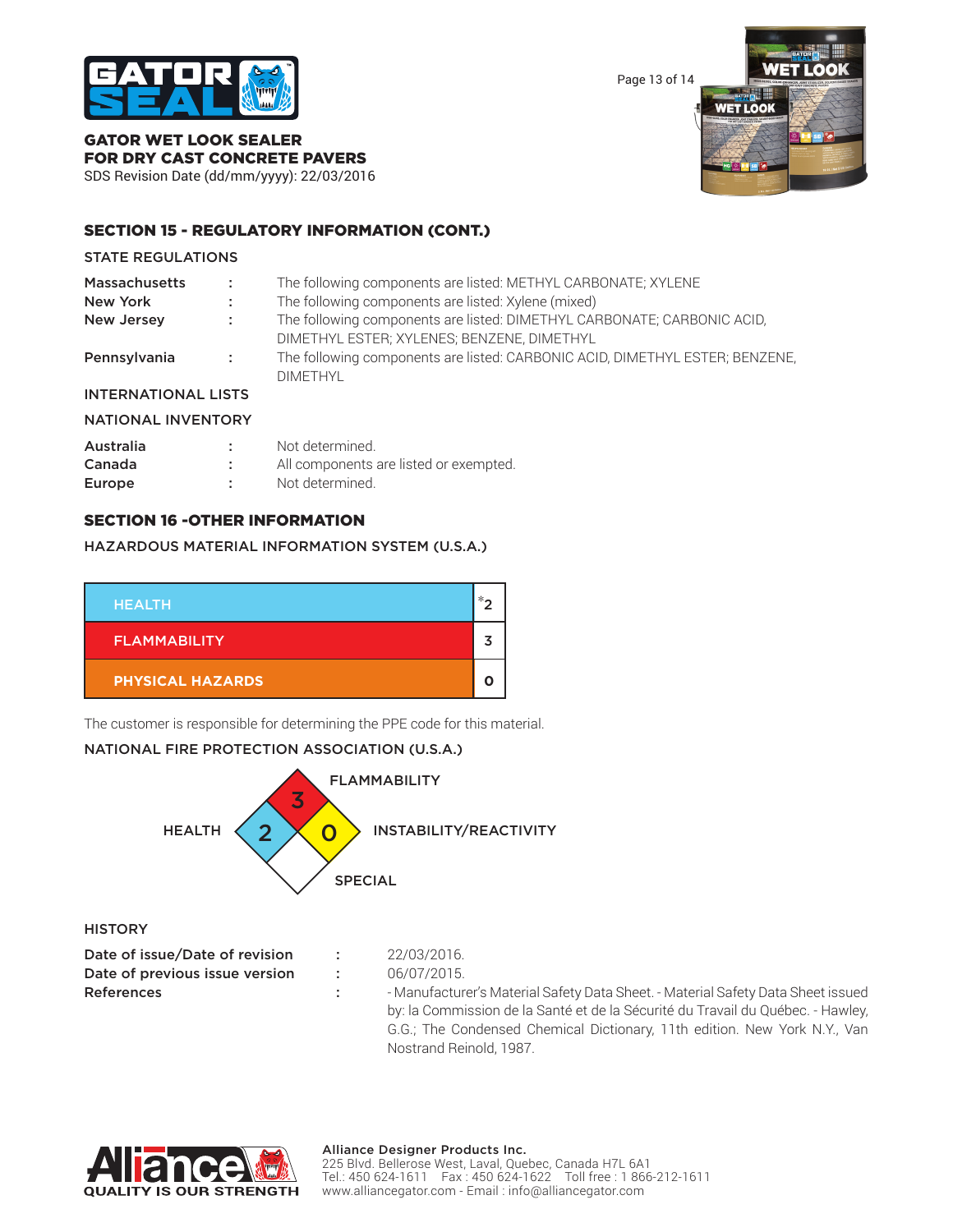## SECTION 15 - REGULATORY INFORMATION (CONT.)

### STATE REGULATIONS

| | | |
|---|---|---|
| **Massachusetts** | : | The following components are listed: METHYL CARBONATE; XYLENE |
| **New York** | : | The following components are listed: Xylene (mixed) |
| **New Jersey** | : | The following components are listed: DIMETHYL CARBONATE; CARBONIC ACID, DIMETHYL ESTER; XYLENES; BENZENE, DIMETHYL |
| **Pennsylvania** | : | The following components are listed: CARBONIC ACID, DIMETHYL ESTER; BENZENE, DIMETHYL |

### INTERNATIONAL LISTS

### NATIONAL INVENTORY

| | | |
|---|---|---|
| **Australia** | : | Not determined. |
| **Canada** | : | All components are listed or exempted. |
| **Europe** | : | Not determined. |

## SECTION 16 -OTHER INFORMATION

### HAZARDOUS MATERIAL INFORMATION SYSTEM (U.S.A.)

| | |
|---|---|
| HEALTH | *2 |
| FLAMMABILITY | 3 |
| PHYSICAL HAZARDS | 0 |

The customer is responsible for determining the PPE code for this material.

### NATIONAL FIRE PROTECTION ASSOCIATION (U.S.A.)

| | |
|---|---|
| FLAMMABILITY | 3 |
| HEALTH | 2 |
| INSTABILITY/REACTIVITY | 0 |
| SPECIAL | |

### HISTORY

| | | |
|---|---|---|
| **Date of issue/Date of revision** | : | 22/03/2016. |
| **Date of previous issue version** | : | 06/07/2015. |
| **References** | : | - Manufacturer's Material Safety Data Sheet. - Material Safety Data Sheet issued by: la Commission de la Santé et de la Sécurité du Travail du Québec. - Hawley, G.G.; The Condensed Chemical Dictionary, 11th edition. New York N.Y., Van Nostrand Reinold, 1987. |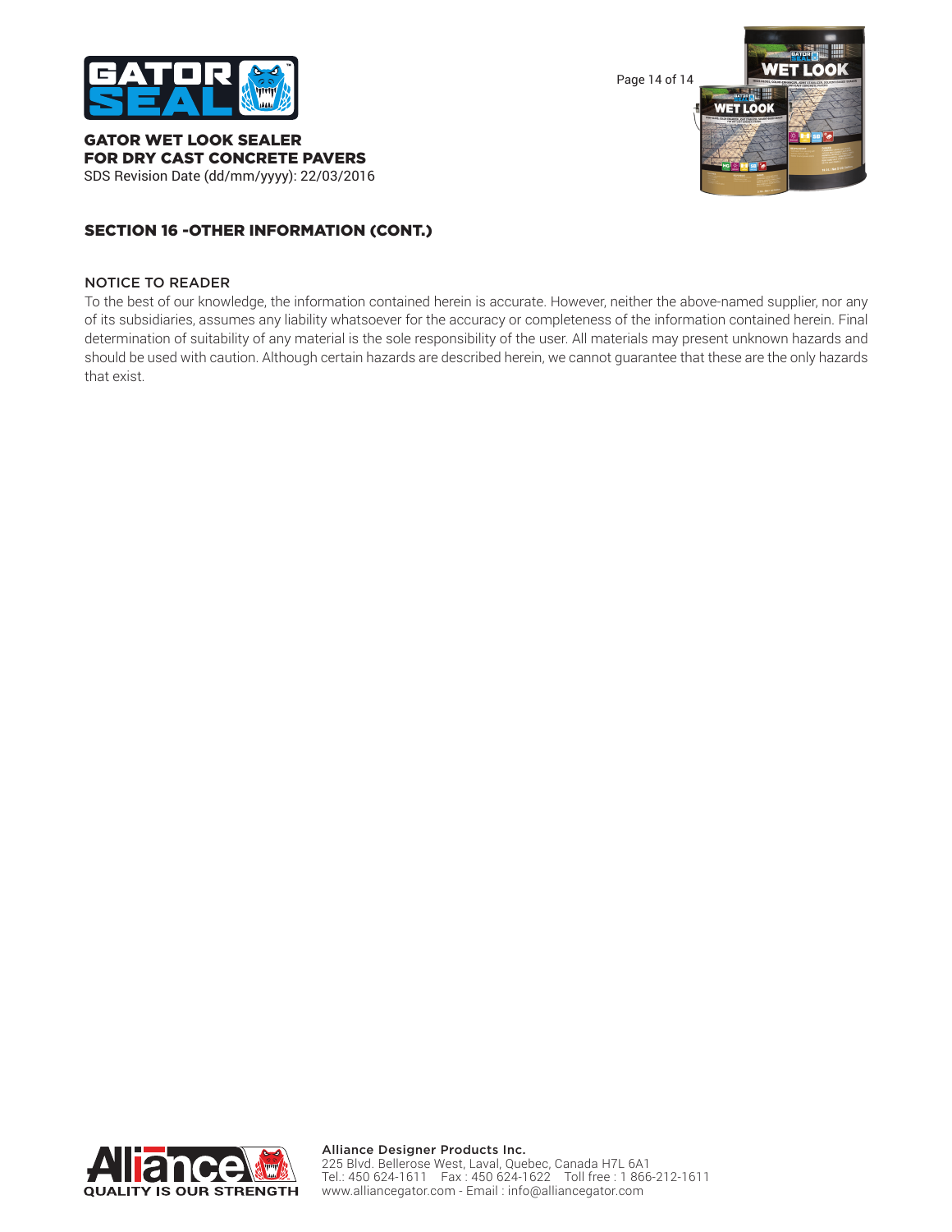## SECTION 16 -OTHER INFORMATION (CONT.)

### NOTICE TO READER

To the best of our knowledge, the information contained herein is accurate. However, neither the above-named supplier, nor any of its subsidiaries, assumes any liability whatsoever for the accuracy or completeness of the information contained herein. Final determination of suitability of any material is the sole responsibility of the user. All materials may present unknown hazards and should be used with caution. Although certain hazards are described herein, we cannot guarantee that these are the only hazards that exist.